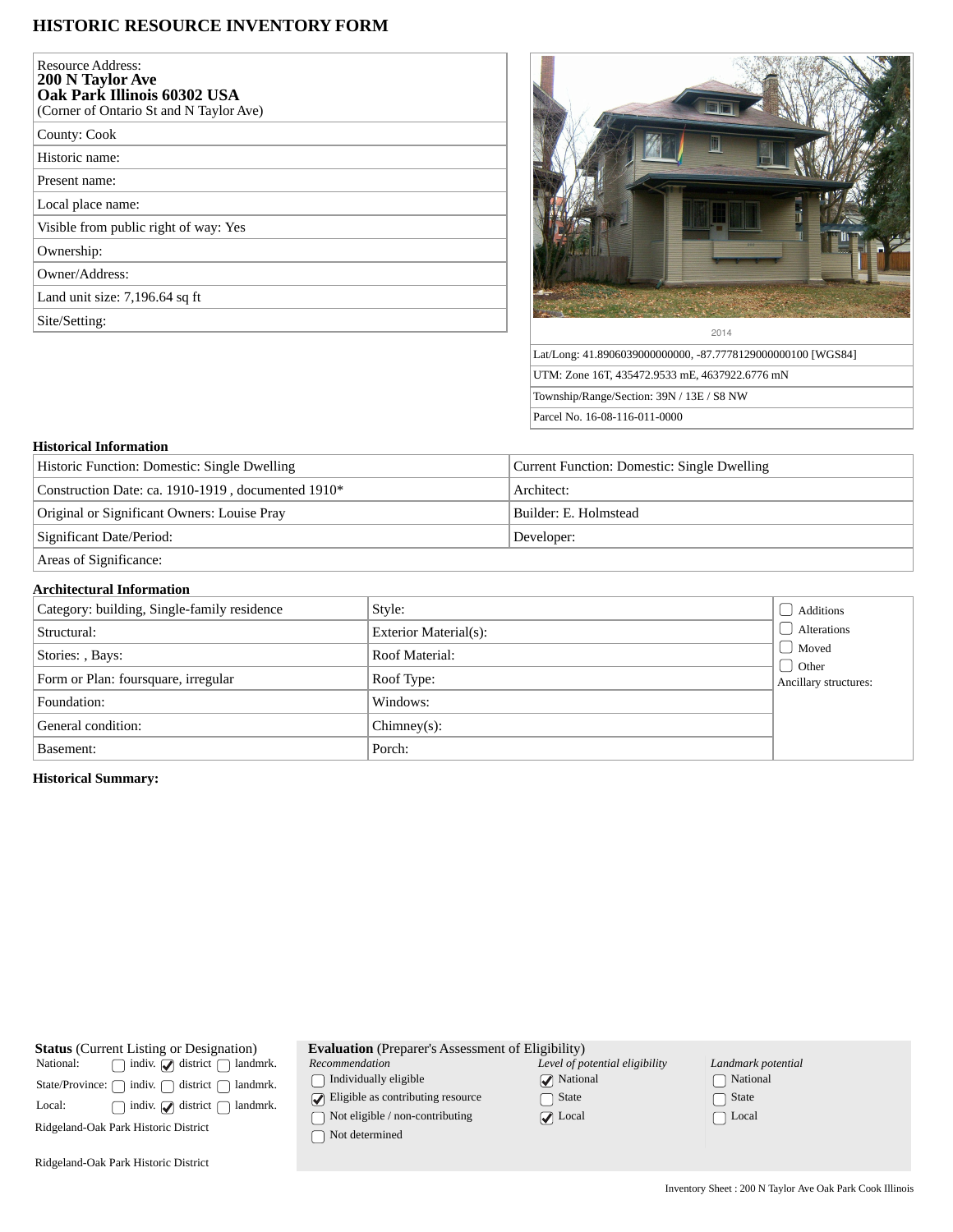# HISTORIC RESOURCE INVENTORY FORM

| Resource Address: **200 N Taylor Ave Oak Park Illinois 60302 USA** (Corner of Ontario St and N Taylor Ave) |
|---|
| County: Cook |
| Historic name: |
| Present name: |
| Local place name: |
| Visible from public right of way: Yes |
| Ownership: |
| Owner/Address: |
| Land unit size: 7,196.64 sq ft |
| Site/Setting: |

2014

| Lat/Long: 41.8906039000000000, -87.7778129000000100 [WGS84] |
|---|
| UTM: Zone 16T, 435472.9533 mE, 4637922.6776 mN |
| Township/Range/Section: 39N / 13E / S8 NW |
| Parcel No. 16-08-116-011-0000 |

### Historical Information

| Historic Function: Domestic: Single Dwelling | Current Function: Domestic: Single Dwelling |
|---|---|
| Construction Date: ca. 1910-1919 , documented 1910* | Architect: |
| Original or Significant Owners: Louise Pray | Builder: E. Holmstead |
| Significant Date/Period: | Developer: |
| Areas of Significance: | |

### Architectural Information

| Category: building, Single-family residence | Style: | ☐ Additions ☐ Alterations ☐ Moved ☐ Other |
|---|---|---|
| Structural: | Exterior Material(s): | Ancillary structures: |
| Stories: , Bays: | Roof Material: | |
| Form or Plan: foursquare, irregular | Roof Type: | |
| Foundation: | Windows: | |
| General condition: | Chimney(s): | |
| Basement: | Porch: | |

**Historical Summary:**

**Status** (Current Listing or Designation)

| | | | |
|---|---|---|---|
| National: | ☐ indiv. | ☑ district | ☐ landmrk. |
| State/Province: | ☐ indiv. | ☐ district | ☐ landmrk. |
| Local: | ☐ indiv. | ☑ district | ☐ landmrk. |

Ridgeland-Oak Park Historic District

Ridgeland-Oak Park Historic District

**Evaluation** (Preparer's Assessment of Eligibility)

| *Recommendation* | *Level of potential eligibility* | *Landmark potential* |
|---|---|---|
| ☐ Individually eligible | ☑ National | ☐ National |
| ☑ Eligible as contributing resource | ☐ State | ☐ State |
| ☐ Not eligible / non-contributing | ☑ Local | ☐ Local |
| ☐ Not determined | | |

Inventory Sheet : 200 N Taylor Ave Oak Park Cook Illinois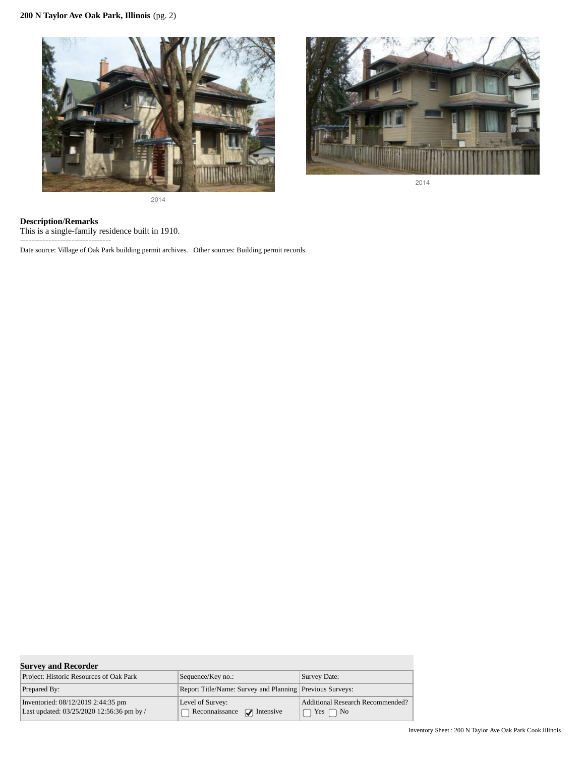**200 N Taylor Ave Oak Park, Illinois** (pg. 2)

2014

2014

**Description/Remarks**

This is a single-family residence built in 1910.

Date source: Village of Oak Park building permit archives.   Other sources: Building permit records.

**Survey and Recorder**

| | | |
|---|---|---|
| Project: Historic Resources of Oak Park | Sequence/Key no.: | Survey Date: |
| Prepared By: | Report Title/Name: Survey and Planning | Previous Surveys: |
| Inventoried: 08/12/2019 2:44:35 pm<br>Last updated: 03/25/2020 12:56:36 pm by / | Level of Survey:<br>☐ Reconnaissance ☑ Intensive | Additional Research Recommended?<br>☐ Yes ☐ No |

Inventory Sheet : 200 N Taylor Ave Oak Park Cook Illinois